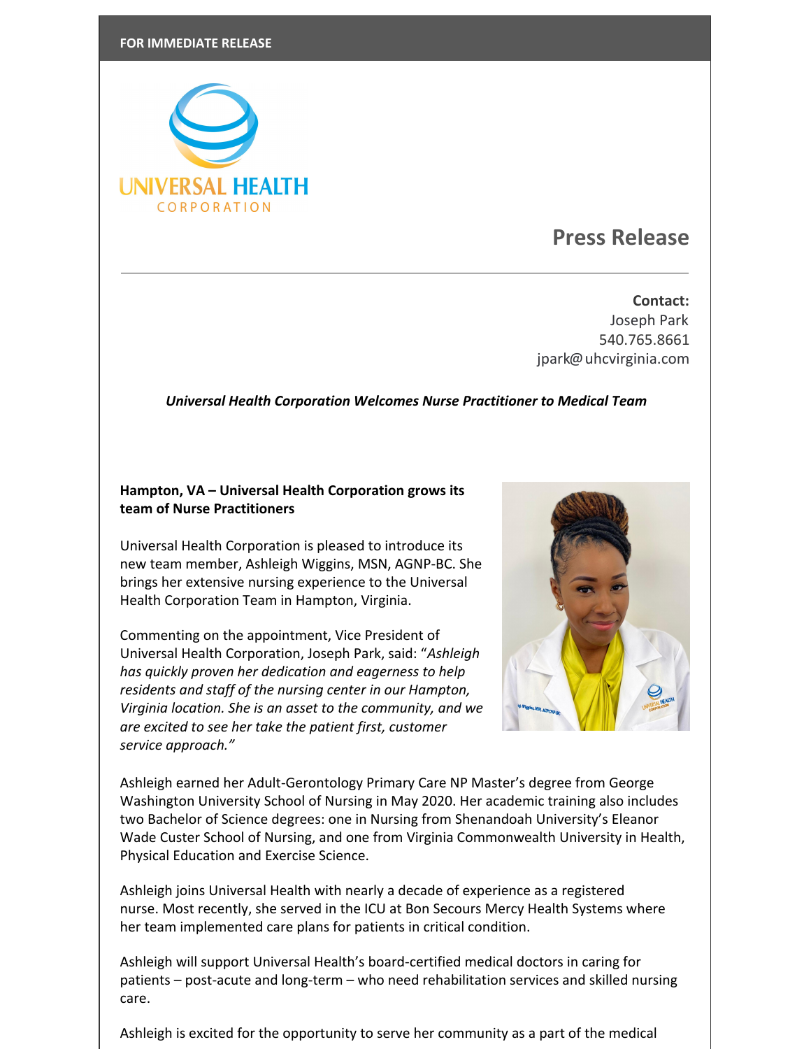**FOR IMMEDIATE RELEASE**

UNIVERSAL HEALTH CORPORATION

# Press Release

---

**Contact:**
Joseph Park
540.765.8661
jpark@ uhcvirginia.com

***Universal Health Corporation Welcomes Nurse Practitioner to Medical Team***

**Hampton, VA – Universal Health Corporation grows its team of Nurse Practitioners**

Universal Health Corporation is pleased to introduce its new team member, Ashleigh Wiggins, MSN, AGNP-BC. She brings her extensive nursing experience to the Universal Health Corporation Team in Hampton, Virginia.

Commenting on the appointment, Vice President of Universal Health Corporation, Joseph Park, said: "*Ashleigh has quickly proven her dedication and eagerness to help residents and staff of the nursing center in our Hampton, Virginia location. She is an asset to the community, and we are excited to see her take the patient first, customer service approach.*"

Ashleigh earned her Adult-Gerontology Primary Care NP Master's degree from George Washington University School of Nursing in May 2020. Her academic training also includes two Bachelor of Science degrees: one in Nursing from Shenandoah University's Eleanor Wade Custer School of Nursing, and one from Virginia Commonwealth University in Health, Physical Education and Exercise Science.

Ashleigh joins Universal Health with nearly a decade of experience as a registered nurse. Most recently, she served in the ICU at Bon Secours Mercy Health Systems where her team implemented care plans for patients in critical condition.

Ashleigh will support Universal Health's board-certified medical doctors in caring for patients – post-acute and long-term – who need rehabilitation services and skilled nursing care.

Ashleigh is excited for the opportunity to serve her community as a part of the medical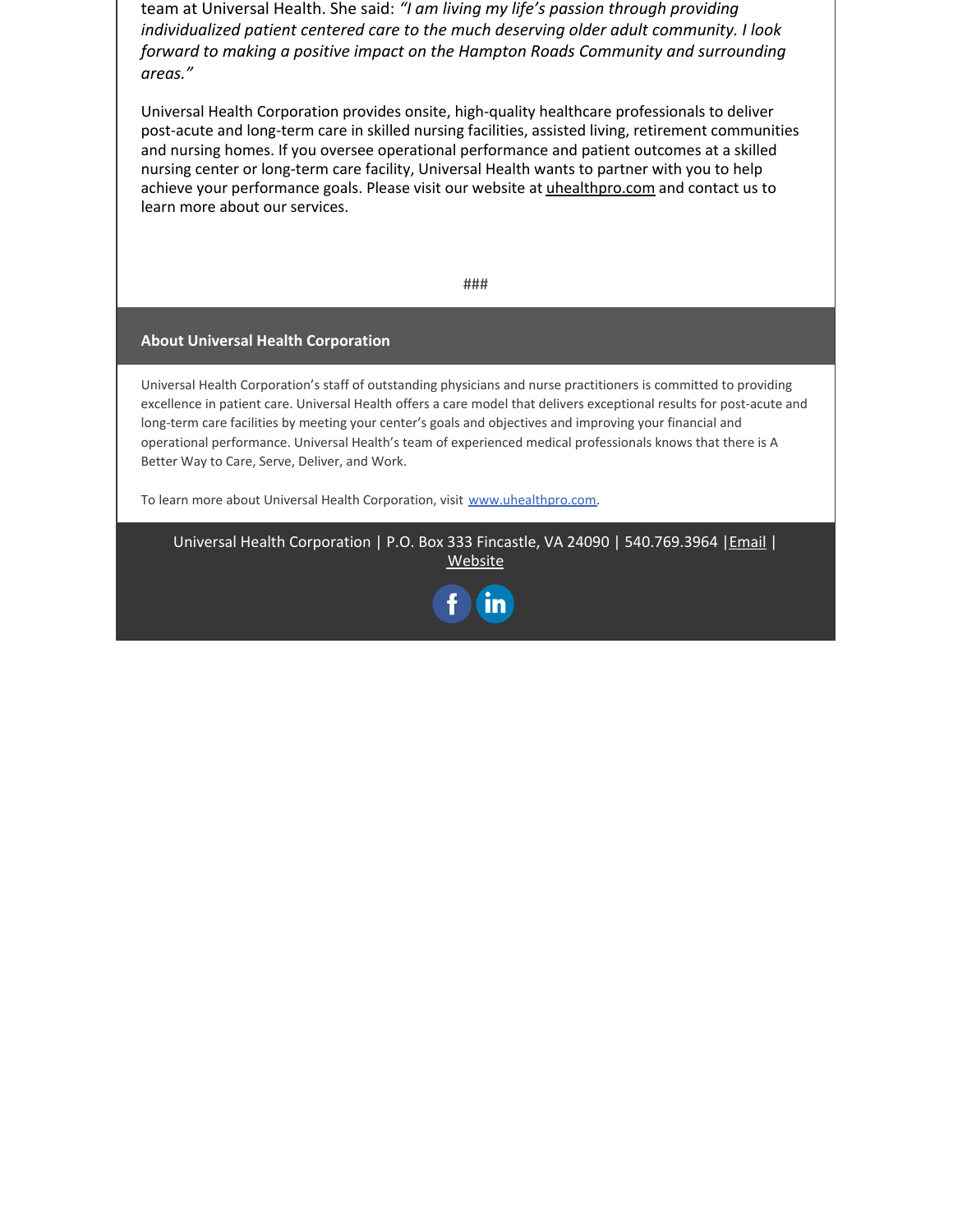team at Universal Health. She said: *"I am living my life's passion through providing individualized patient centered care to the much deserving older adult community. I look forward to making a positive impact on the Hampton Roads Community and surrounding areas."*

Universal Health Corporation provides onsite, high-quality healthcare professionals to deliver post-acute and long-term care in skilled nursing facilities, assisted living, retirement communities and nursing homes. If you oversee operational performance and patient outcomes at a skilled nursing center or long-term care facility, Universal Health wants to partner with you to help achieve your performance goals. Please visit our website at uhealthpro.com and contact us to learn more about our services.

###

**About Universal Health Corporation**

Universal Health Corporation's staff of outstanding physicians and nurse practitioners is committed to providing excellence in patient care. Universal Health offers a care model that delivers exceptional results for post-acute and long-term care facilities by meeting your center's goals and objectives and improving your financial and operational performance. Universal Health's team of experienced medical professionals knows that there is A Better Way to Care, Serve, Deliver, and Work.

To learn more about Universal Health Corporation, visit www.uhealthpro.com.

Universal Health Corporation | P.O. Box 333 Fincastle, VA 24090 | 540.769.3964 | Email | Website